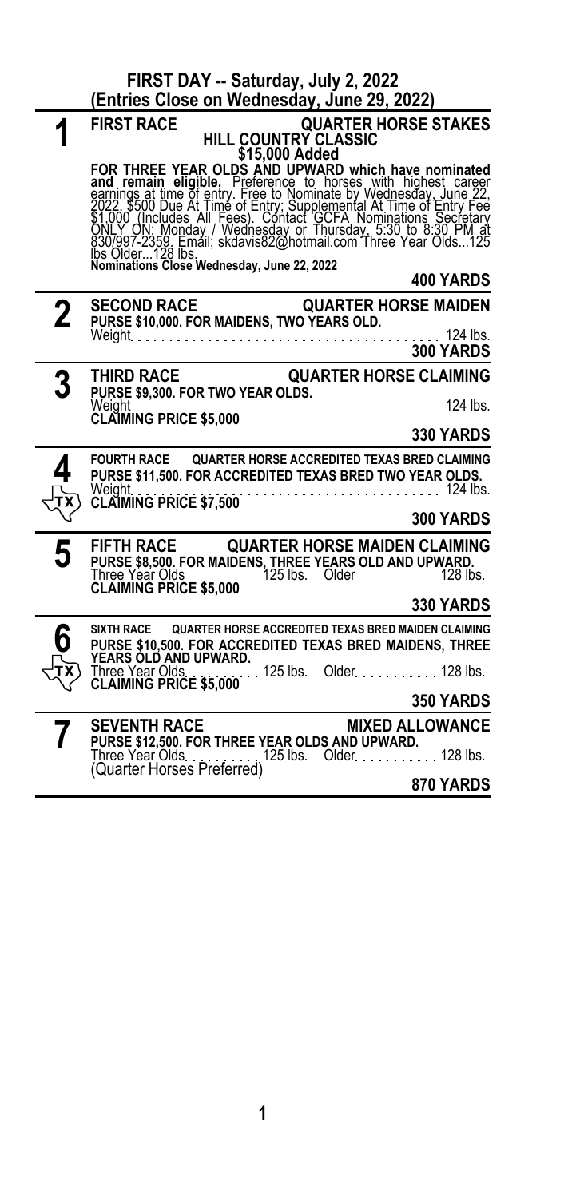## FIRST DAY -- Saturday, July 2, 2022
### (Entries Close on Wednesday, June 29, 2022)

**1** **FIRST RACE** — **QUARTER HORSE STAKES**

**HILL COUNTRY CLASSIC**

**$15,000 Added**

**FOR THREE YEAR OLDS AND UPWARD which have nominated and remain eligible.** Preference to horses with highest career earnings at time of entry. Free to Nominate by Wednesday, June 22, 2022. $500 Due At Time of Entry; Supplemental At Time of Entry Fee $1,000 (Includes All Fees). Contact GCFA Nominations Secretary ONLY ON: Monday / Wednesday or Thursday, 5:30 to 8:30 PM at 830/997-2359. Email; skdavis82@hotmail.com Three Year Olds...125 lbs Older...128 lbs.

**Nominations Close Wednesday, June 22, 2022**

**400 YARDS**

---

**2** **SECOND RACE** — **QUARTER HORSE MAIDEN**

**PURSE $10,000. FOR MAIDENS, TWO YEARS OLD.**

Weight . . . . . . . . . . 124 lbs.

**300 YARDS**

---

**3** **THIRD RACE** — **QUARTER HORSE CLAIMING**

**PURSE $9,300. FOR TWO YEAR OLDS.**

Weight . . . . . . . . . . 124 lbs.

**CLAIMING PRICE $5,000**

**330 YARDS**

---

**4** (TX) **FOURTH RACE** — **QUARTER HORSE ACCREDITED TEXAS BRED CLAIMING**

**PURSE $11,500. FOR ACCREDITED TEXAS BRED TWO YEAR OLDS.**

Weight . . . . . . . . . . 124 lbs.

**CLAIMING PRICE $7,500**

**300 YARDS**

---

**5** **FIFTH RACE** — **QUARTER HORSE MAIDEN CLAIMING**

**PURSE $8,500. FOR MAIDENS, THREE YEARS OLD AND UPWARD.**

Three Year Olds . . . . . . 125 lbs. Older . . . . . . 128 lbs.

**CLAIMING PRICE $5,000**

**330 YARDS**

---

**6** (TX) **SIXTH RACE** — **QUARTER HORSE ACCREDITED TEXAS BRED MAIDEN CLAIMING**

**PURSE $10,500. FOR ACCREDITED TEXAS BRED MAIDENS, THREE YEARS OLD AND UPWARD.**

Three Year Olds . . . . . . 125 lbs. Older . . . . . . 128 lbs.

**CLAIMING PRICE $5,000**

**350 YARDS**

---

**7** **SEVENTH RACE** — **MIXED ALLOWANCE**

**PURSE $12,500. FOR THREE YEAR OLDS AND UPWARD.**

Three Year Olds . . . . . . 125 lbs. Older . . . . . . 128 lbs.

(Quarter Horses Preferred)

**870 YARDS**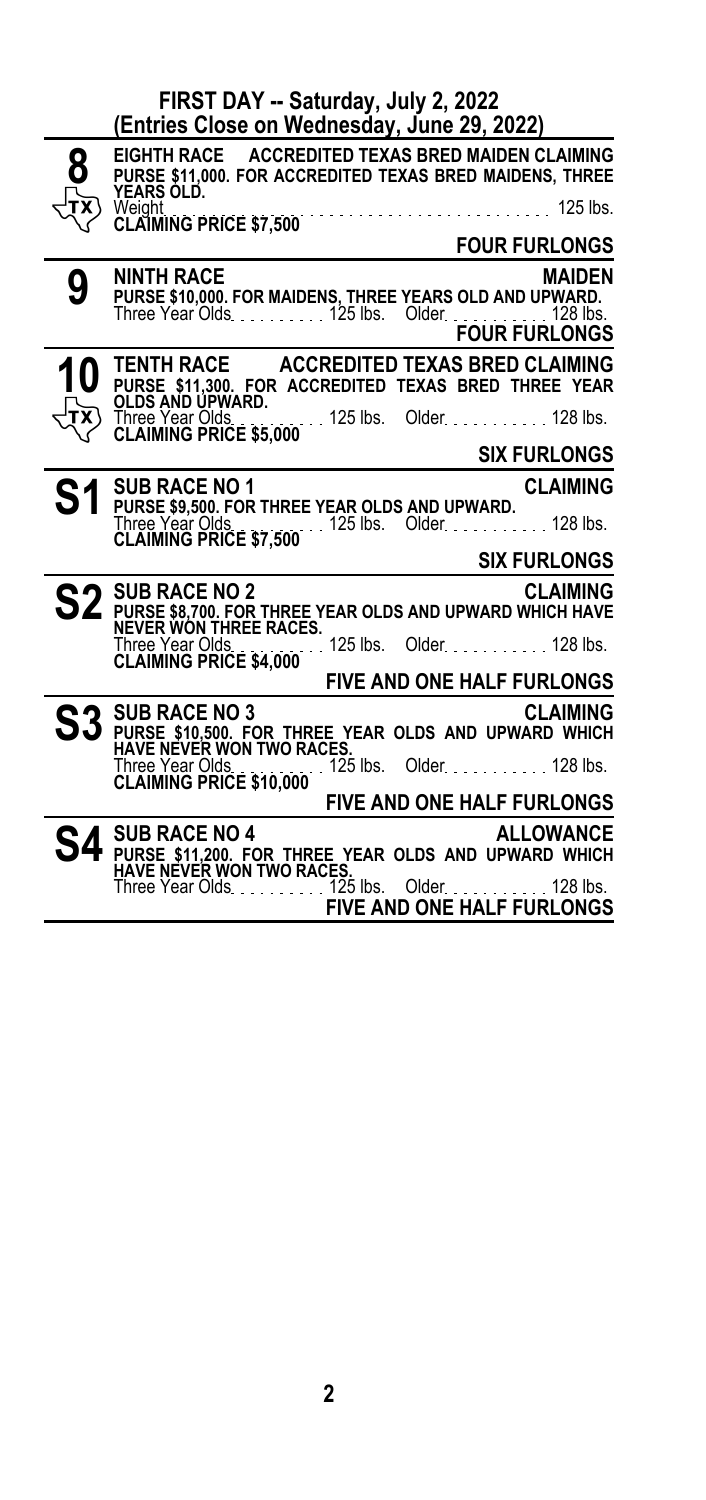## FIRST DAY -- Saturday, July 2, 2022
### (Entries Close on Wednesday, June 29, 2022)

**8** (TX)

**EIGHTH RACE ACCREDITED TEXAS BRED MAIDEN CLAIMING**

**PURSE $11,000. FOR ACCREDITED TEXAS BRED MAIDENS, THREE YEARS OLD.**

Weight . . . . . . . . . . . . . . . . . . . . . . . . . . . . 125 lbs.

**CLAIMING PRICE $7,500**

**FOUR FURLONGS**

---

**9**

**NINTH RACE MAIDEN**

**PURSE $10,000. FOR MAIDENS, THREE YEARS OLD AND UPWARD.**

Three Year Olds . . . . . . . . . . 125 lbs. Older . . . . . . . . . . . 128 lbs.

**FOUR FURLONGS**

---

**10** (TX)

**TENTH RACE ACCREDITED TEXAS BRED CLAIMING**

**PURSE $11,300. FOR ACCREDITED TEXAS BRED THREE YEAR OLDS AND UPWARD.**

Three Year Olds . . . . . . . . . . 125 lbs. Older . . . . . . . . . . . 128 lbs.

**CLAIMING PRICE $5,000**

**SIX FURLONGS**

---

**S1**

**SUB RACE NO 1 CLAIMING**

**PURSE $9,500. FOR THREE YEAR OLDS AND UPWARD.**

Three Year Olds . . . . . . . . . . 125 lbs. Older . . . . . . . . . . . 128 lbs.

**CLAIMING PRICE $7,500**

**SIX FURLONGS**

---

**S2**

**SUB RACE NO 2 CLAIMING**

**PURSE $8,700. FOR THREE YEAR OLDS AND UPWARD WHICH HAVE NEVER WON THREE RACES.**

Three Year Olds . . . . . . . . . . 125 lbs. Older . . . . . . . . . . . 128 lbs.

**CLAIMING PRICE $4,000**

**FIVE AND ONE HALF FURLONGS**

---

**S3**

**SUB RACE NO 3 CLAIMING**

**PURSE $10,500. FOR THREE YEAR OLDS AND UPWARD WHICH HAVE NEVER WON TWO RACES.**

Three Year Olds . . . . . . . . . . 125 lbs. Older . . . . . . . . . . . 128 lbs.

**CLAIMING PRICE $10,000**

**FIVE AND ONE HALF FURLONGS**

---

**S4**

**SUB RACE NO 4 ALLOWANCE**

**PURSE $11,200. FOR THREE YEAR OLDS AND UPWARD WHICH HAVE NEVER WON TWO RACES.**

Three Year Olds . . . . . . . . . . 125 lbs. Older . . . . . . . . . . . 128 lbs.

**FIVE AND ONE HALF FURLONGS**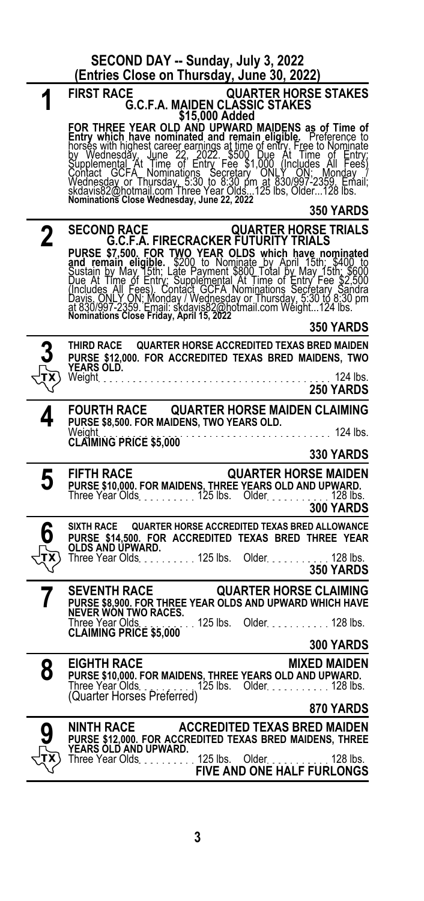## SECOND DAY -- Sunday, July 3, 2022
### (Entries Close on Thursday, June 30, 2022)

---

**1** **FIRST RACE** — **QUARTER HORSE STAKES**

**G.C.F.A. MAIDEN CLASSIC STAKES**

**$15,000 Added**

**FOR THREE YEAR OLD AND UPWARD MAIDENS as of Time of Entry which have nominated and remain eligible.** Preference to horses with highest career earnings at time of entry. Free to Nominate by Wednesday, June 22, 2022. $500 Due At Time of Entry; Supplemental At Time of Entry Fee $1,000 (Includes All Fees) Contact GCFA Nominations Secretary ONLY ON: Monday / Wednesday or Thursday, 5:30 to 8:30 pm at 830/997-2359. Email; skdavis82@hotmail.com Three Year Olds...125 lbs, Older...128 lbs.

**Nominations Close Wednesday, June 22, 2022**

**350 YARDS**

---

**2** **SECOND RACE** — **QUARTER HORSE TRIALS**

**G.C.F.A. FIRECRACKER FUTURITY TRIALS**

**PURSE $7,500. FOR TWO YEAR OLDS which have nominated and remain eligible.** $200 to Nominate by April 15th; $400 to Sustain by May 15th; Late Payment $800 Total by May 15th; $600 Due At Time of Entry; Supplemental At Time of Entry Fee $2,500 (Includes All Fees). Contact GCFA Nominations Secretary Sandra Davis, ONLY ON; Monday / Wednesday or Thursday, 5:30 to 8:30 pm at 830/997-2359. Email: skdavis82@hotmail.com Weight...124 lbs.

**Nominations Close Friday, April 15, 2022**

**350 YARDS**

---

**3** (TX) **THIRD RACE** — **QUARTER HORSE ACCREDITED TEXAS BRED MAIDEN**

**PURSE $12,000. FOR ACCREDITED TEXAS BRED MAIDENS, TWO YEARS OLD.**

Weight . . . . . 124 lbs.

**250 YARDS**

---

**4** **FOURTH RACE** — **QUARTER HORSE MAIDEN CLAIMING**

**PURSE $8,500. FOR MAIDENS, TWO YEARS OLD.**

Weight . . . . . 124 lbs.

**CLAIMING PRICE $5,000**

**330 YARDS**

---

**5** **FIFTH RACE** — **QUARTER HORSE MAIDEN**

**PURSE $10,000. FOR MAIDENS, THREE YEARS OLD AND UPWARD.**

Three Year Olds . . . . . 125 lbs. Older . . . . . 128 lbs.

**300 YARDS**

---

**6** (TX) **SIXTH RACE** — **QUARTER HORSE ACCREDITED TEXAS BRED ALLOWANCE**

**PURSE $14,500. FOR ACCREDITED TEXAS BRED THREE YEAR OLDS AND UPWARD.**

Three Year Olds . . . . . 125 lbs. Older . . . . . 128 lbs.

**350 YARDS**

---

**7** **SEVENTH RACE** — **QUARTER HORSE CLAIMING**

**PURSE $8,900. FOR THREE YEAR OLDS AND UPWARD WHICH HAVE NEVER WON TWO RACES.**

Three Year Olds . . . . . 125 lbs. Older . . . . . 128 lbs.

**CLAIMING PRICE $5,000**

**300 YARDS**

---

**8** **EIGHTH RACE** — **MIXED MAIDEN**

**PURSE $10,000. FOR MAIDENS, THREE YEARS OLD AND UPWARD.**

Three Year Olds . . . . . 125 lbs. Older . . . . . 128 lbs.

(Quarter Horses Preferred)

**870 YARDS**

---

**9** (TX) **NINTH RACE** — **ACCREDITED TEXAS BRED MAIDEN**

**PURSE $12,000. FOR ACCREDITED TEXAS BRED MAIDENS, THREE YEARS OLD AND UPWARD.**

Three Year Olds . . . . . 125 lbs. Older . . . . . 128 lbs.

**FIVE AND ONE HALF FURLONGS**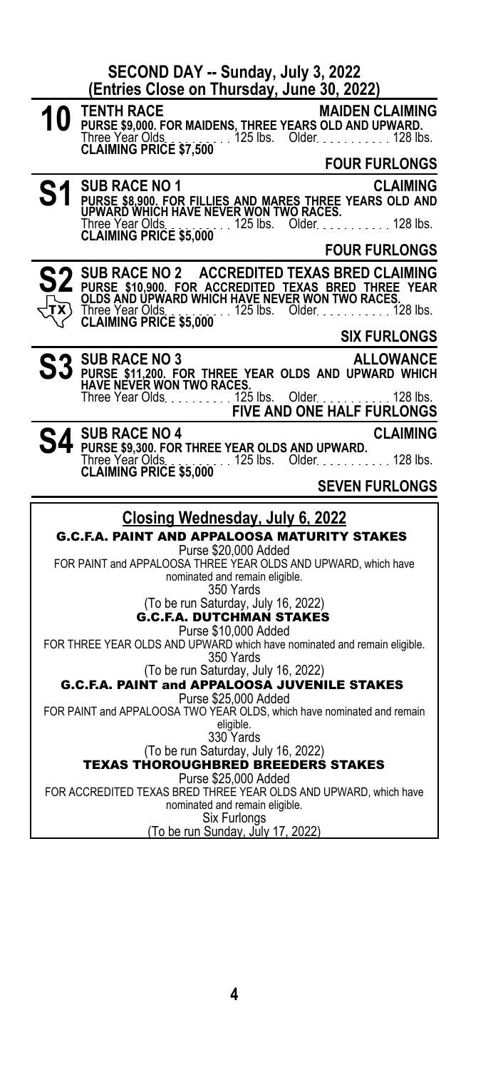## SECOND DAY -- Sunday, July 3, 2022
### (Entries Close on Thursday, June 30, 2022)

---

**10 TENTH RACE** — **MAIDEN CLAIMING**

**PURSE $9,000. FOR MAIDENS, THREE YEARS OLD AND UPWARD.**
Three Year Olds . . . . . . . . . . 125 lbs. Older . . . . . . . . . . . 128 lbs.
**CLAIMING PRICE $7,500**

**FOUR FURLONGS**

---

**S1 SUB RACE NO 1** — **CLAIMING**

**PURSE $8,900. FOR FILLIES AND MARES THREE YEARS OLD AND UPWARD WHICH HAVE NEVER WON TWO RACES.**
Three Year Olds . . . . . . . . . . 125 lbs. Older . . . . . . . . . . . 128 lbs.
**CLAIMING PRICE $5,000**

**FOUR FURLONGS**

---

**S2 SUB RACE NO 2** — **ACCREDITED TEXAS BRED CLAIMING**

**PURSE $10,900. FOR ACCREDITED TEXAS BRED THREE YEAR OLDS AND UPWARD WHICH HAVE NEVER WON TWO RACES.**
Three Year Olds . . . . . . . . . . 125 lbs. Older . . . . . . . . . . . 128 lbs.
**CLAIMING PRICE $5,000**

**SIX FURLONGS**

---

**S3 SUB RACE NO 3** — **ALLOWANCE**

**PURSE $11,200. FOR THREE YEAR OLDS AND UPWARD WHICH HAVE NEVER WON TWO RACES.**
Three Year Olds . . . . . . . . . . 125 lbs. Older . . . . . . . . . . . 128 lbs.

**FIVE AND ONE HALF FURLONGS**

---

**S4 SUB RACE NO 4** — **CLAIMING**

**PURSE $9,300. FOR THREE YEAR OLDS AND UPWARD.**
Three Year Olds . . . . . . . . . . 125 lbs. Older . . . . . . . . . . . 128 lbs.
**CLAIMING PRICE $5,000**

**SEVEN FURLONGS**

---

## Closing Wednesday, July 6, 2022

**G.C.F.A. PAINT AND APPALOOSA MATURITY STAKES**

Purse $20,000 Added
FOR PAINT and APPALOOSA THREE YEAR OLDS AND UPWARD, which have nominated and remain eligible.
350 Yards
(To be run Saturday, July 16, 2022)

**G.C.F.A. DUTCHMAN STAKES**

Purse $10,000 Added
FOR THREE YEAR OLDS AND UPWARD which have nominated and remain eligible.
350 Yards
(To be run Saturday, July 16, 2022)

**G.C.F.A. PAINT and APPALOOSA JUVENILE STAKES**

Purse $25,000 Added
FOR PAINT and APPALOOSA TWO YEAR OLDS, which have nominated and remain eligible.
330 Yards
(To be run Saturday, July 16, 2022)

**TEXAS THOROUGHBRED BREEDERS STAKES**

Purse $25,000 Added
FOR ACCREDITED TEXAS BRED THREE YEAR OLDS AND UPWARD, which have nominated and remain eligible.
Six Furlongs
(To be run Sunday, July 17, 2022)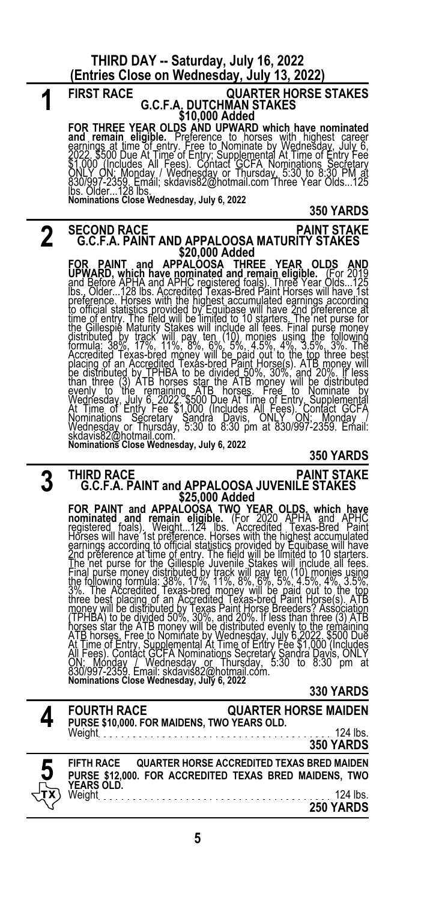## THIRD DAY -- Saturday, July 16, 2022
## (Entries Close on Wednesday, July 13, 2022)

### 1

**FIRST RACE** **QUARTER HORSE STAKES**

**G.C.F.A. DUTCHMAN STAKES**

**$10,000 Added**

**FOR THREE YEAR OLDS AND UPWARD which have nominated and remain eligible.** Preference to horses with highest career earnings at time of entry. Free to Nominate by Wednesday, July 6, 2022. $500 Due At Time of Entry; Supplemental At Time of Entry Fee $1,000 (Includes All Fees). Contact GCFA Nominations Secretary ONLY ON: Monday / Wednesday or Thursday, 5:30 to 8:30 PM at 830/997-2359. Email; skdavis82@hotmail.com Three Year Olds...125 lbs. Older...128 lbs.

**Nominations Close Wednesday, July 6, 2022**

**350 YARDS**

### 2

**SECOND RACE** **PAINT STAKE**

**G.C.F.A. PAINT AND APPALOOSA MATURITY STAKES**

**$20,000 Added**

**FOR PAINT and APPALOOSA THREE YEAR OLDS AND UPWARD, which have nominated and remain eligible.** (For 2019 and Before APHA and APHC registered foals). Three Year Olds...125 lbs., Older...128 lbs. Accredited Texas-Bred Paint Horses will have 1st preference. Horses with the highest accumulated earnings according to official statistics provided by Equibase will have 2nd preference at time of entry. The field will be limited to 10 starters. The net purse for the Gillespie Maturity Stakes will include all fees. Final purse money distributed by track will pay ten (10) monies using the following formula: 38%, 17%, 11%, 8%, 6%, 5%, 4.5%, 4%, 3.5%, 3%. The Accredited Texas-bred money will be paid out to the top three best placing of an Accredited Texas-bred Paint Horse(s). ATB money will be distributed by TPHBA to be divided 50%, 30%, and 20%. If less than three (3) ATB horses star the ATB money will be distributed evenly to the remaining ATB horses. Free to Nominate by Wednesday, July 6, 2022. $500 Due At Time of Entry, Supplemental At Time of Entry Fee $1,000 (Includes All Fees). Contact GCFA Nominations Secretary Sandra Davis, ONLY ON: Monday / Wednesday or Thursday, 5:30 to 8:30 pm at 830/997-2359. Email: skdavis82@hotmail.com.

**Nominations Close Wednesday, July 6, 2022**

**350 YARDS**

### 3

**THIRD RACE** **PAINT STAKE**

**G.C.F.A. PAINT and APPALOOSA JUVENILE STAKES**

**$25,000 Added**

**FOR PAINT and APPALOOSA TWO YEAR OLDS, which have nominated and remain eligible.** (For 2020 APHA and APHC registered foals). Weight...124 lbs. Accredited Texas-Bred Paint Horses will have 1st preference. Horses with the highest accumulated earnings according to official statistics provided by Equibase will have 2nd preference at time of entry. The field will be limited to 10 starters. The net purse for the Gillespie Juvenile Stakes will include all fees. Final purse money distributed by track will pay ten (10) monies using the following formula: 38%, 17%, 11%, 8%, 6%, 5%, 4.5%, 4%, 3.5%, 3%. The Accredited Texas-bred money will be paid out to the top three best placing of an Accredited Texas-bred Paint Horse(s). ATB money will be distributed by Texas Paint Horse Breeders? Association (TPHBA) to be divided 50%, 30%, and 20%. If less than three (3) ATB horses star the ATB money will be distributed evenly to the remaining ATB horses. Free to Nominate by Wednesday, July 6,2022. $500 Due At Time of Entry, Supplemental At Time of Entry Fee $1,000 (Includes All Fees). Contact GCFA Nominations Secretary Sandra Davis, ONLY ON: Monday / Wednesday or Thursday, 5:30 to 8:30 pm at 830/997-2359. Email: skdavis82@hotmail.com.

**Nominations Close Wednesday, July 6, 2022**

**330 YARDS**

### 4

**FOURTH RACE** **QUARTER HORSE MAIDEN**

**PURSE $10,000. FOR MAIDENS, TWO YEARS OLD.**

Weight . . . . . . . . . . . . . . . . . . . . . . . . . . . . . . . . . . . 124 lbs.

**350 YARDS**

### 5

**FIFTH RACE** **QUARTER HORSE ACCREDITED TEXAS BRED MAIDEN**

**PURSE $12,000. FOR ACCREDITED TEXAS BRED MAIDENS, TWO YEARS OLD.**

Weight . . . . . . . . . . . . . . . . . . . . . . . . . . . . . . . . . . . 124 lbs.

**250 YARDS**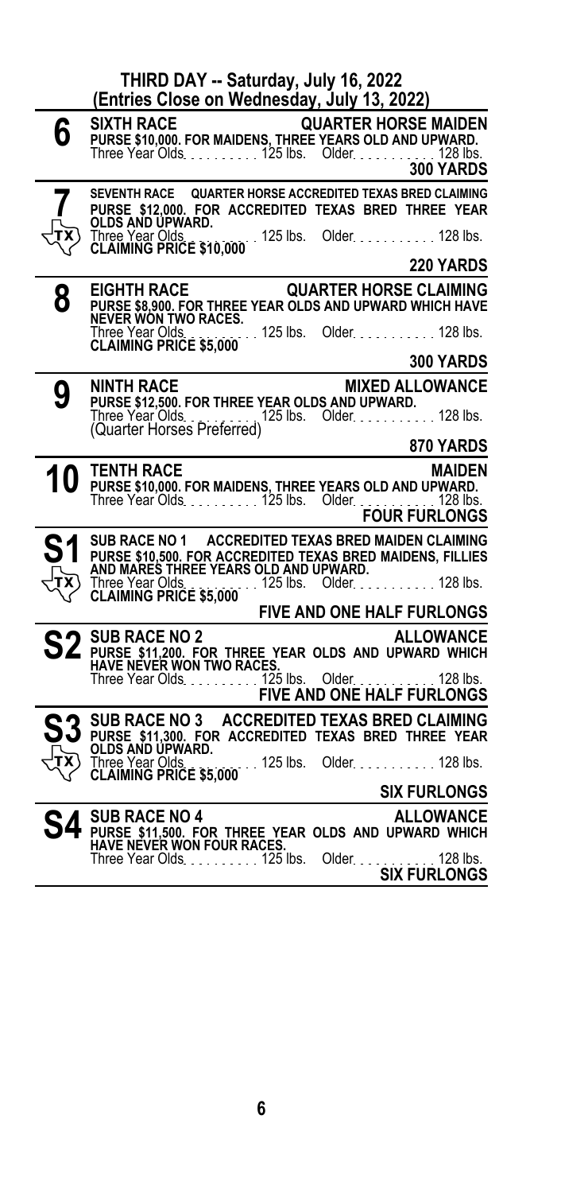## THIRD DAY -- Saturday, July 16, 2022
### (Entries Close on Wednesday, July 13, 2022)

**6** **SIXTH RACE** **QUARTER HORSE MAIDEN**
**PURSE $10,000. FOR MAIDENS, THREE YEARS OLD AND UPWARD.**
Three Year Olds . . . . . . . . . . 125 lbs. Older . . . . . . . . . . . 128 lbs.
**300 YARDS**

---

**7** TX **SEVENTH RACE** **QUARTER HORSE ACCREDITED TEXAS BRED CLAIMING**
**PURSE $12,000. FOR ACCREDITED TEXAS BRED THREE YEAR OLDS AND UPWARD.**
Three Year Olds . . . . . . . . . . 125 lbs. Older . . . . . . . . . . . 128 lbs.
**CLAIMING PRICE $10,000**
**220 YARDS**

---

**8** **EIGHTH RACE** **QUARTER HORSE CLAIMING**
**PURSE $8,900. FOR THREE YEAR OLDS AND UPWARD WHICH HAVE NEVER WON TWO RACES.**
Three Year Olds . . . . . . . . . . 125 lbs. Older . . . . . . . . . . . 128 lbs.
**CLAIMING PRICE $5,000**
**300 YARDS**

---

**9** **NINTH RACE** **MIXED ALLOWANCE**
**PURSE $12,500. FOR THREE YEAR OLDS AND UPWARD.**
Three Year Olds . . . . . . . . . . 125 lbs. Older . . . . . . . . . . . 128 lbs.
(Quarter Horses Preferred)
**870 YARDS**

---

**10** **TENTH RACE** **MAIDEN**
**PURSE $10,000. FOR MAIDENS, THREE YEARS OLD AND UPWARD.**
Three Year Olds . . . . . . . . . . 125 lbs. Older . . . . . . . . . . . 128 lbs.
**FOUR FURLONGS**

---

**S1** TX **SUB RACE NO 1** **ACCREDITED TEXAS BRED MAIDEN CLAIMING**
**PURSE $10,500. FOR ACCREDITED TEXAS BRED MAIDENS, FILLIES AND MARES THREE YEARS OLD AND UPWARD.**
Three Year Olds . . . . . . . . . . 125 lbs. Older . . . . . . . . . . . 128 lbs.
**CLAIMING PRICE $5,000**
**FIVE AND ONE HALF FURLONGS**

---

**S2** **SUB RACE NO 2** **ALLOWANCE**
**PURSE $11,200. FOR THREE YEAR OLDS AND UPWARD WHICH HAVE NEVER WON TWO RACES.**
Three Year Olds . . . . . . . . . . 125 lbs. Older . . . . . . . . . . . 128 lbs.
**FIVE AND ONE HALF FURLONGS**

---

**S3** TX **SUB RACE NO 3** **ACCREDITED TEXAS BRED CLAIMING**
**PURSE $11,300. FOR ACCREDITED TEXAS BRED THREE YEAR OLDS AND UPWARD.**
Three Year Olds . . . . . . . . . . 125 lbs. Older . . . . . . . . . . . 128 lbs.
**CLAIMING PRICE $5,000**
**SIX FURLONGS**

---

**S4** **SUB RACE NO 4** **ALLOWANCE**
**PURSE $11,500. FOR THREE YEAR OLDS AND UPWARD WHICH HAVE NEVER WON FOUR RACES.**
Three Year Olds . . . . . . . . . . 125 lbs. Older . . . . . . . . . . . 128 lbs.
**SIX FURLONGS**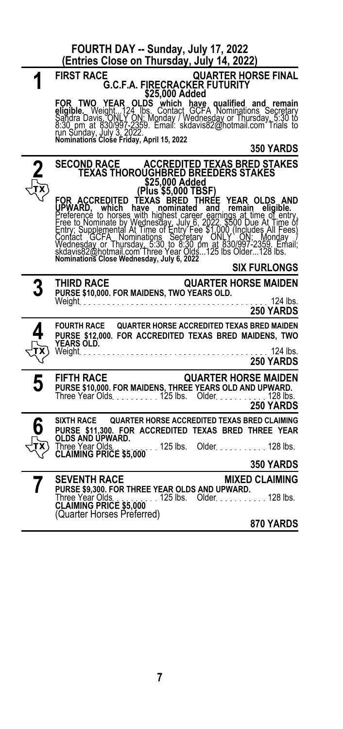## FOURTH DAY -- Sunday, July 17, 2022
### (Entries Close on Thursday, July 14, 2022)

---

**1**

**FIRST RACE** — **QUARTER HORSE FINAL**

**G.C.F.A. FIRECRACKER FUTURITY**

**$25,000 Added**

**FOR TWO YEAR OLDS which have qualified and remain eligible.** Weight...124 lbs. Contact GCFA Nominations Secretary Sandra Davis, ONLY ON: Monday / Wednesday or Thursday, 5:30 to 8:30 pm at 830/997-2359. Email: skdavis82@hotmail.com Trials to run Sunday, July 3, 2022.

**Nominations Close Friday, April 15, 2022**

**350 YARDS**

---

**2** (TX)

**SECOND RACE** — **ACCREDITED TEXAS BRED STAKES**

**TEXAS THOROUGHBRED BREEDERS STAKES**

**$25,000 Added**

**(Plus $5,000 TBSF)**

**FOR ACCREDITED TEXAS BRED THREE YEAR OLDS AND UPWARD, which have nominated and remain eligible.** Preference to horses with highest career earnings at time of entry. Free to Nominate by Wednesday, July 6, 2022. $500 Due At Time of Entry; Supplemental At Time of Entry Fee $1,000 (Includes All Fees) Contact GCFA Nominations Secretary ONLY ON: Monday / Wednesday or Thursday, 5:30 to 8:30 pm at 830/997-2359. Email; skdavis82@hotmail.com Three Year Olds...125 lbs Older...128 lbs.

**Nominations Close Wednesday, July 6, 2022**

**SIX FURLONGS**

---

**3**

**THIRD RACE** — **QUARTER HORSE MAIDEN**

**PURSE $10,000. FOR MAIDENS, TWO YEARS OLD.**

Weight . . . . . . . . . . 124 lbs.

**250 YARDS**

---

**4** (TX)

**FOURTH RACE** — **QUARTER HORSE ACCREDITED TEXAS BRED MAIDEN**

**PURSE $12,000. FOR ACCREDITED TEXAS BRED MAIDENS, TWO YEARS OLD.**

Weight . . . . . . . . . . 124 lbs.

**250 YARDS**

---

**5**

**FIFTH RACE** — **QUARTER HORSE MAIDEN**

**PURSE $10,000. FOR MAIDENS, THREE YEARS OLD AND UPWARD.**

Three Year Olds . . . . . . . . . . 125 lbs. Older . . . . . . . . . . 128 lbs.

**250 YARDS**

---

**6** (TX)

**SIXTH RACE** — **QUARTER HORSE ACCREDITED TEXAS BRED CLAIMING**

**PURSE $11,300. FOR ACCREDITED TEXAS BRED THREE YEAR OLDS AND UPWARD.**

Three Year Olds . . . . . . . . . . 125 lbs. Older . . . . . . . . . . 128 lbs.

**CLAIMING PRICE $5,000**

**350 YARDS**

---

**7**

**SEVENTH RACE** — **MIXED CLAIMING**

**PURSE $9,300. FOR THREE YEAR OLDS AND UPWARD.**

Three Year Olds . . . . . . . . . . 125 lbs. Older . . . . . . . . . . 128 lbs.

**CLAIMING PRICE $5,000**

(Quarter Horses Preferred)

**870 YARDS**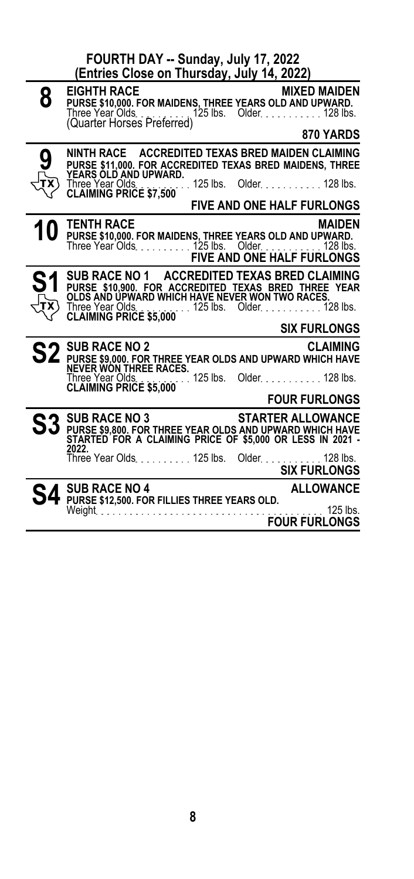## FOURTH DAY -- Sunday, July 17, 2022
### (Entries Close on Thursday, July 14, 2022)

---

**8** **EIGHTH RACE** — **MIXED MAIDEN**

**PURSE $10,000. FOR MAIDENS, THREE YEARS OLD AND UPWARD.**
Three Year Olds . . . . . . . . . . 125 lbs. Older . . . . . . . . . . . 128 lbs.
(Quarter Horses Preferred)

**870 YARDS**

---

**9** (TX) **NINTH RACE** — **ACCREDITED TEXAS BRED MAIDEN CLAIMING**

**PURSE $11,000. FOR ACCREDITED TEXAS BRED MAIDENS, THREE YEARS OLD AND UPWARD.**
Three Year Olds . . . . . . . . . . 125 lbs. Older . . . . . . . . . . . 128 lbs.
**CLAIMING PRICE $7,500**

**FIVE AND ONE HALF FURLONGS**

---

**10** **TENTH RACE** — **MAIDEN**

**PURSE $10,000. FOR MAIDENS, THREE YEARS OLD AND UPWARD.**
Three Year Olds . . . . . . . . . . 125 lbs. Older . . . . . . . . . . . 128 lbs.

**FIVE AND ONE HALF FURLONGS**

---

**S1** (TX) **SUB RACE NO 1** — **ACCREDITED TEXAS BRED CLAIMING**

**PURSE $10,900. FOR ACCREDITED TEXAS BRED THREE YEAR OLDS AND UPWARD WHICH HAVE NEVER WON TWO RACES.**
Three Year Olds . . . . . . . . . . 125 lbs. Older . . . . . . . . . . . 128 lbs.
**CLAIMING PRICE $5,000**

**SIX FURLONGS**

---

**S2** **SUB RACE NO 2** — **CLAIMING**

**PURSE $9,000. FOR THREE YEAR OLDS AND UPWARD WHICH HAVE NEVER WON THREE RACES.**
Three Year Olds . . . . . . . . . . 125 lbs. Older . . . . . . . . . . . 128 lbs.
**CLAIMING PRICE $5,000**

**FOUR FURLONGS**

---

**S3** **SUB RACE NO 3** — **STARTER ALLOWANCE**

**PURSE $9,800. FOR THREE YEAR OLDS AND UPWARD WHICH HAVE STARTED FOR A CLAIMING PRICE OF $5,000 OR LESS IN 2021 - 2022.**
Three Year Olds . . . . . . . . . . 125 lbs. Older . . . . . . . . . . . 128 lbs.

**SIX FURLONGS**

---

**S4** **SUB RACE NO 4** — **ALLOWANCE**

**PURSE $12,500. FOR FILLIES THREE YEARS OLD.**
Weight . . . . . . . . . . . . . . . . . . . . . . . . . . . . . . . . . . . 125 lbs.

**FOUR FURLONGS**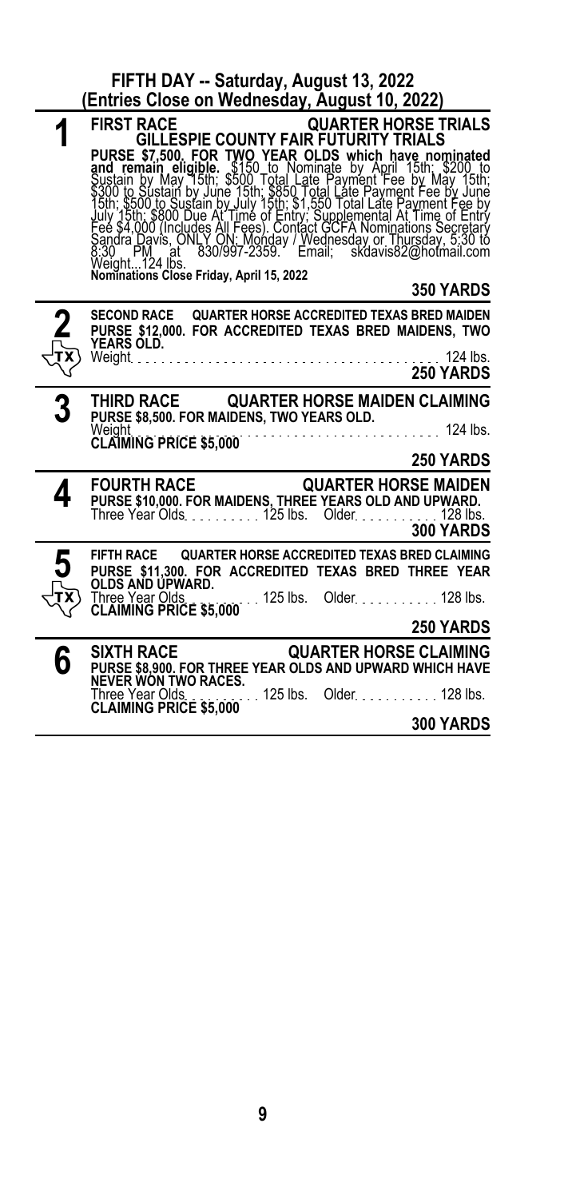## FIFTH DAY -- Saturday, August 13, 2022
### (Entries Close on Wednesday, August 10, 2022)

**1**

**FIRST RACE — QUARTER HORSE TRIALS**

**GILLESPIE COUNTY FAIR FUTURITY TRIALS**

**PURSE $7,500. FOR TWO YEAR OLDS which have nominated and remain eligible.** $150 to Nominate by April 15th; $200 to Sustain by May 15th; $500 Total Late Payment Fee by May 15th; $300 to Sustain by June 15th; $850 Total Late Payment Fee by June 15th; $500 to Sustain by July 15th; $1,550 Total Late Payment Fee by July 15th; $800 Due At Time of Entry; Supplemental At Time of Entry Fee $4,000 (Includes All Fees). Contact GCFA Nominations Secretary Sandra Davis, ONLY ON: Monday / Wednesday or Thursday, 5:30 to 8:30 PM at 830/997-2359. Email; skdavis82@hotmail.com

Weight...124 lbs.

**Nominations Close Friday, April 15, 2022**

**350 YARDS**

---

**2** (TX)

**SECOND RACE — QUARTER HORSE ACCREDITED TEXAS BRED MAIDEN**

**PURSE $12,000. FOR ACCREDITED TEXAS BRED MAIDENS, TWO YEARS OLD.**

Weight . . . . . . . . 124 lbs.

**250 YARDS**

---

**3**

**THIRD RACE — QUARTER HORSE MAIDEN CLAIMING**

**PURSE $8,500. FOR MAIDENS, TWO YEARS OLD.**

Weight . . . . . . . . 124 lbs.

**CLAIMING PRICE $5,000**

**250 YARDS**

---

**4**

**FOURTH RACE — QUARTER HORSE MAIDEN**

**PURSE $10,000. FOR MAIDENS, THREE YEARS OLD AND UPWARD.**

Three Year Olds . . . . . 125 lbs. Older . . . . . 128 lbs.

**300 YARDS**

---

**5** (TX)

**FIFTH RACE — QUARTER HORSE ACCREDITED TEXAS BRED CLAIMING**

**PURSE $11,300. FOR ACCREDITED TEXAS BRED THREE YEAR OLDS AND UPWARD.**

Three Year Olds . . . . . 125 lbs. Older . . . . . 128 lbs.

**CLAIMING PRICE $5,000**

**250 YARDS**

---

**6**

**SIXTH RACE — QUARTER HORSE CLAIMING**

**PURSE $8,900. FOR THREE YEAR OLDS AND UPWARD WHICH HAVE NEVER WON TWO RACES.**

Three Year Olds . . . . . 125 lbs. Older . . . . . 128 lbs.

**CLAIMING PRICE $5,000**

**300 YARDS**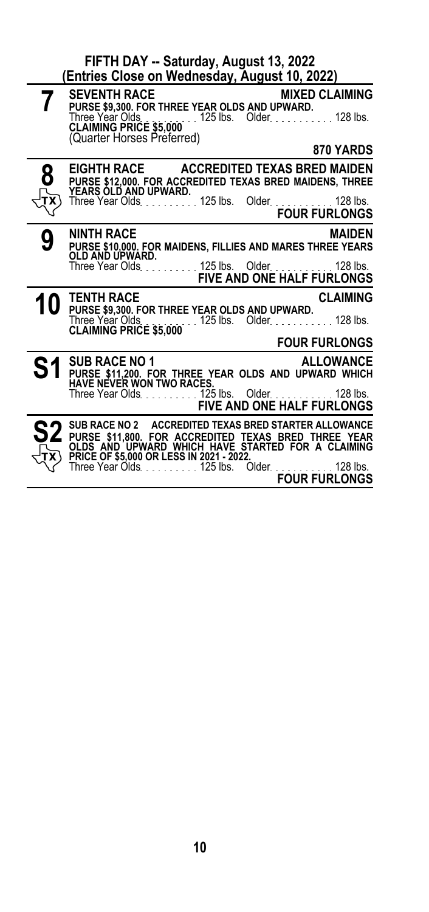## FIFTH DAY -- Saturday, August 13, 2022
### (Entries Close on Wednesday, August 10, 2022)

**7** **SEVENTH RACE** — **MIXED CLAIMING**

**PURSE $9,300. FOR THREE YEAR OLDS AND UPWARD.**
Three Year Olds. . . . . . . . . . 125 lbs. Older. . . . . . . . . . . 128 lbs.
**CLAIMING PRICE $5,000**
(Quarter Horses Preferred)

**870 YARDS**

---

**8** (TX) **EIGHTH RACE** — **ACCREDITED TEXAS BRED MAIDEN**

**PURSE $12,000. FOR ACCREDITED TEXAS BRED MAIDENS, THREE YEARS OLD AND UPWARD.**
Three Year Olds. . . . . . . . . . 125 lbs. Older. . . . . . . . . . . 128 lbs.

**FOUR FURLONGS**

---

**9** **NINTH RACE** — **MAIDEN**

**PURSE $10,000. FOR MAIDENS, FILLIES AND MARES THREE YEARS OLD AND UPWARD.**
Three Year Olds. . . . . . . . . . 125 lbs. Older. . . . . . . . . . . 128 lbs.

**FIVE AND ONE HALF FURLONGS**

---

**10** **TENTH RACE** — **CLAIMING**

**PURSE $9,300. FOR THREE YEAR OLDS AND UPWARD.**
Three Year Olds. . . . . . . . . . 125 lbs. Older. . . . . . . . . . . 128 lbs.
**CLAIMING PRICE $5,000**

**FOUR FURLONGS**

---

**S1** **SUB RACE NO 1** — **ALLOWANCE**

**PURSE $11,200. FOR THREE YEAR OLDS AND UPWARD WHICH HAVE NEVER WON TWO RACES.**
Three Year Olds. . . . . . . . . . 125 lbs. Older. . . . . . . . . . . 128 lbs.

**FIVE AND ONE HALF FURLONGS**

---

**S2** (TX) **SUB RACE NO 2** — **ACCREDITED TEXAS BRED STARTER ALLOWANCE**

**PURSE $11,800. FOR ACCREDITED TEXAS BRED THREE YEAR OLDS AND UPWARD WHICH HAVE STARTED FOR A CLAIMING PRICE OF $5,000 OR LESS IN 2021 - 2022.**
Three Year Olds. . . . . . . . . . 125 lbs. Older. . . . . . . . . . . 128 lbs.

**FOUR FURLONGS**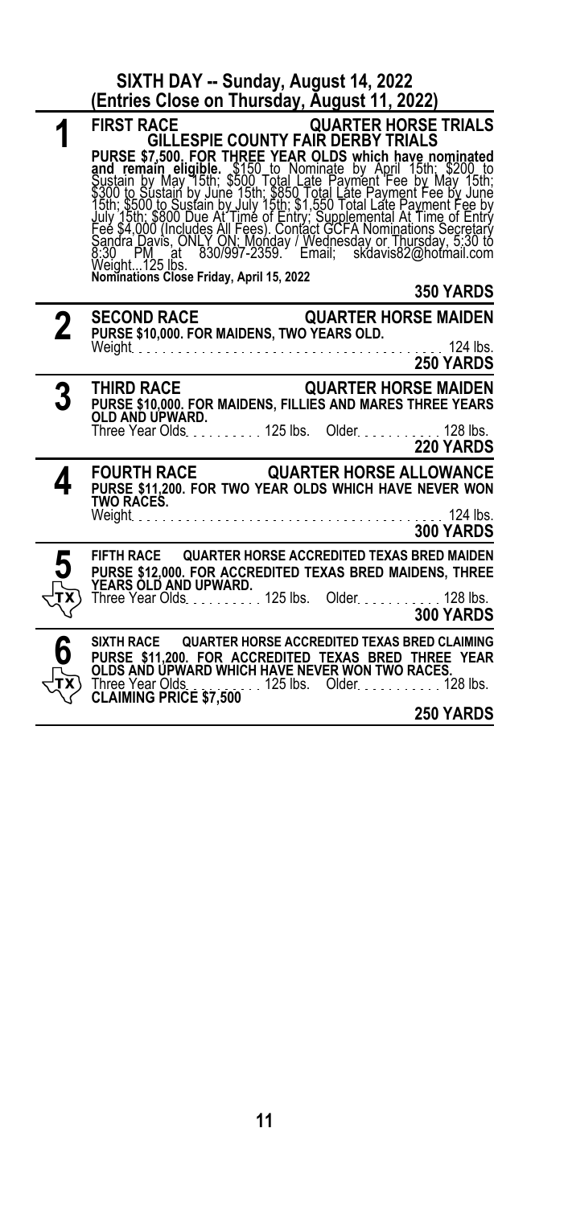## SIXTH DAY -- Sunday, August 14, 2022
### (Entries Close on Thursday, August 11, 2022)

---

**1** **FIRST RACE** — **QUARTER HORSE TRIALS**
**GILLESPIE COUNTY FAIR DERBY TRIALS**

**PURSE $7,500. FOR THREE YEAR OLDS which have nominated and remain eligible.** $150 to Nominate by April 15th; $200 to Sustain by May 15th; $500 Total Late Payment Fee by May 15th; $300 to Sustain by June 15th; $850 Total Late Payment Fee by June 15th; $500 to Sustain by July 15th; $1,550 Total Late Payment Fee by July 15th; $800 Due At Time of Entry; Supplemental At Time of Entry Fee $4,000 (Includes All Fees). Contact GCFA Nominations Secretary Sandra Davis, ONLY ON: Monday / Wednesday or Thursday, 5:30 to 8:30 PM at 830/997-2359. Email; skdavis82@hotmail.com
Weight...125 lbs.
**Nominations Close Friday, April 15, 2022**

**350 YARDS**

---

**2** **SECOND RACE** — **QUARTER HORSE MAIDEN**

**PURSE $10,000. FOR MAIDENS, TWO YEARS OLD.**
Weight . . . . . . . . . . 124 lbs.

**250 YARDS**

---

**3** **THIRD RACE** — **QUARTER HORSE MAIDEN**

**PURSE $10,000. FOR MAIDENS, FILLIES AND MARES THREE YEARS OLD AND UPWARD.**
Three Year Olds . . . . . . . . . . 125 lbs. Older . . . . . . . . . . . 128 lbs.

**220 YARDS**

---

**4** **FOURTH RACE** — **QUARTER HORSE ALLOWANCE**

**PURSE $11,200. FOR TWO YEAR OLDS WHICH HAVE NEVER WON TWO RACES.**
Weight . . . . . . . . . . 124 lbs.

**300 YARDS**

---

**5** (TX) **FIFTH RACE** — **QUARTER HORSE ACCREDITED TEXAS BRED MAIDEN**

**PURSE $12,000. FOR ACCREDITED TEXAS BRED MAIDENS, THREE YEARS OLD AND UPWARD.**
Three Year Olds . . . . . . . . . . 125 lbs. Older . . . . . . . . . . . 128 lbs.

**300 YARDS**

---

**6** (TX) **SIXTH RACE** — **QUARTER HORSE ACCREDITED TEXAS BRED CLAIMING**

**PURSE $11,200. FOR ACCREDITED TEXAS BRED THREE YEAR OLDS AND UPWARD WHICH HAVE NEVER WON TWO RACES.**
Three Year Olds . . . . . . . . . . 125 lbs. Older . . . . . . . . . . . 128 lbs.
**CLAIMING PRICE $7,500**

**250 YARDS**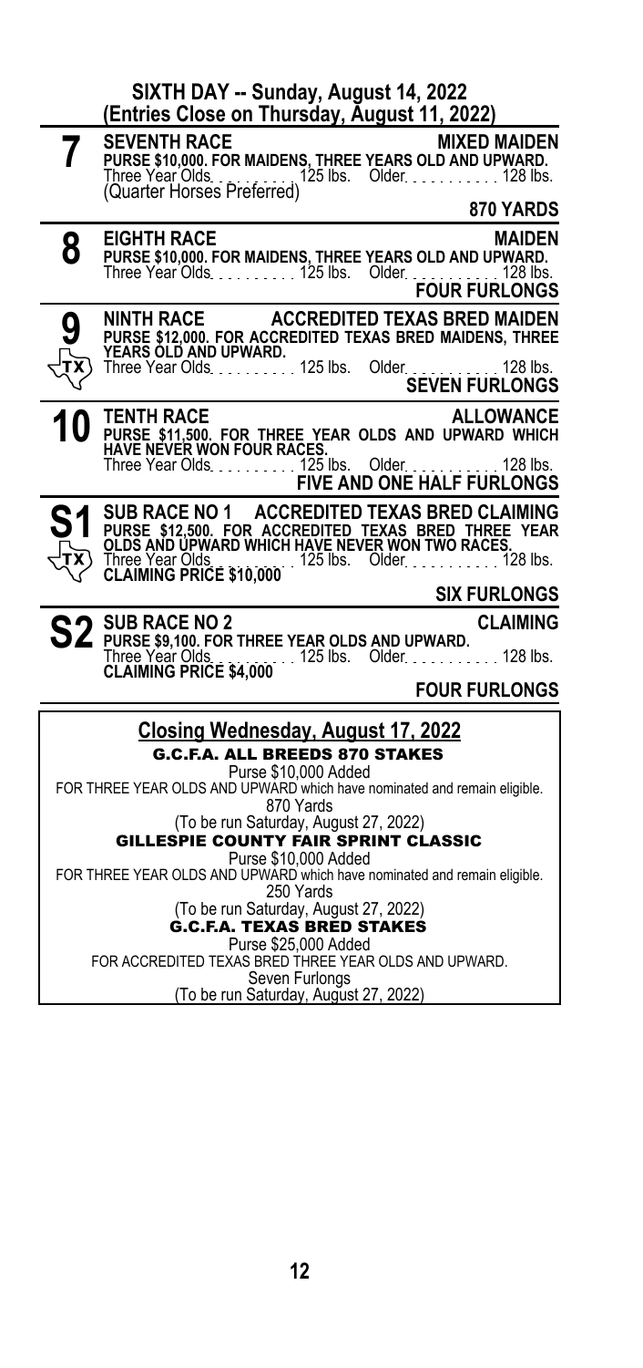## SIXTH DAY -- Sunday, August 14, 2022
## (Entries Close on Thursday, August 11, 2022)

**7** **SEVENTH RACE** — **MIXED MAIDEN**
**PURSE $10,000. FOR MAIDENS, THREE YEARS OLD AND UPWARD.**
Three Year Olds . . . . . . . . . . 125 lbs. Older . . . . . . . . . . . 128 lbs.
(Quarter Horses Preferred)
**870 YARDS**

**8** **EIGHTH RACE** — **MAIDEN**
**PURSE $10,000. FOR MAIDENS, THREE YEARS OLD AND UPWARD.**
Three Year Olds . . . . . . . . . . 125 lbs. Older . . . . . . . . . . . 128 lbs.
**FOUR FURLONGS**

**9** (TX) **NINTH RACE** — **ACCREDITED TEXAS BRED MAIDEN**
**PURSE $12,000. FOR ACCREDITED TEXAS BRED MAIDENS, THREE YEARS OLD AND UPWARD.**
Three Year Olds . . . . . . . . . . 125 lbs. Older . . . . . . . . . . . 128 lbs.
**SEVEN FURLONGS**

**10** **TENTH RACE** — **ALLOWANCE**
**PURSE $11,500. FOR THREE YEAR OLDS AND UPWARD WHICH HAVE NEVER WON FOUR RACES.**
Three Year Olds . . . . . . . . . . 125 lbs. Older . . . . . . . . . . . 128 lbs.
**FIVE AND ONE HALF FURLONGS**

**S1** (TX) **SUB RACE NO 1** — **ACCREDITED TEXAS BRED CLAIMING**
**PURSE $12,500. FOR ACCREDITED TEXAS BRED THREE YEAR OLDS AND UPWARD WHICH HAVE NEVER WON TWO RACES.**
Three Year Olds . . . . . . . . . . 125 lbs. Older . . . . . . . . . . . 128 lbs.
**CLAIMING PRICE $10,000**
**SIX FURLONGS**

**S2** **SUB RACE NO 2** — **CLAIMING**
**PURSE $9,100. FOR THREE YEAR OLDS AND UPWARD.**
Three Year Olds . . . . . . . . . . 125 lbs. Older . . . . . . . . . . . 128 lbs.
**CLAIMING PRICE $4,000**
**FOUR FURLONGS**

---

### Closing Wednesday, August 17, 2022

**G.C.F.A. ALL BREEDS 870 STAKES**
Purse $10,000 Added
FOR THREE YEAR OLDS AND UPWARD which have nominated and remain eligible.
870 Yards
(To be run Saturday, August 27, 2022)

**GILLESPIE COUNTY FAIR SPRINT CLASSIC**
Purse $10,000 Added
FOR THREE YEAR OLDS AND UPWARD which have nominated and remain eligible.
250 Yards
(To be run Saturday, August 27, 2022)

**G.C.F.A. TEXAS BRED STAKES**
Purse $25,000 Added
FOR ACCREDITED TEXAS BRED THREE YEAR OLDS AND UPWARD.
Seven Furlongs
(To be run Saturday, August 27, 2022)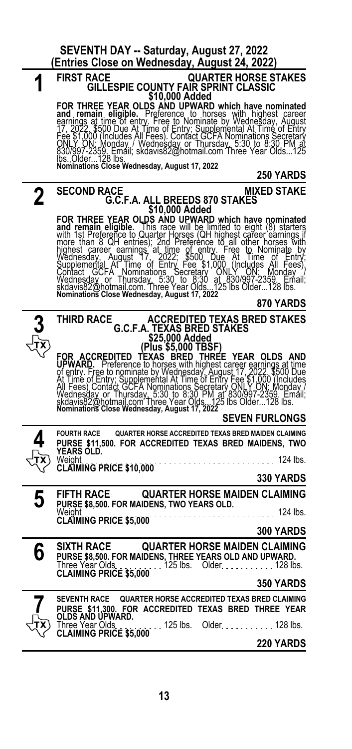## SEVENTH DAY -- Saturday, August 27, 2022
### (Entries Close on Wednesday, August 24, 2022)

---

**1** TX

**FIRST RACE — QUARTER HORSE STAKES**

**GILLESPIE COUNTY FAIR SPRINT CLASSIC**

**$10,000 Added**

**FOR THREE YEAR OLDS AND UPWARD which have nominated and remain eligible.** Preference to horses with highest career earnings at time of entry. Free to Nominate by Wednesday, August 17, 2022. $500 Due At Time of Entry; Supplemental At Time of Entry Fee $1,000 (Includes All Fees). Contact GCFA Nominations Secretary ONLY ON; Monday / Wednesday or Thursday, 5:30 to 8:30 PM at 830/997-2359. Email; skdavis82@hotmail.com Three Year Olds...125 lbs.,Older...128 lbs.

**Nominations Close Wednesday, August 17, 2022**

**250 YARDS**

---

**2**

**SECOND RACE — MIXED STAKE**

**G.C.F.A. ALL BREEDS 870 STAKES**

**$10,000 Added**

**FOR THREE YEAR OLDS AND UPWARD which have nominated and remain eligible.** This race will be limited to eight (8) starters with 1st Preference to Quarter Horses (QH highest career earnings if more than 8 QH entries); 2nd Preference to all other horses with highest career earnings at time of entry. Free to Nominate by Wednesday, August 17, 2022; $500 Due At Time of Entry; Supplemental At Time of Entry Fee $1,000 (Includes All Fees). Contact GCFA Nominations Secretary ONLY ON; Monday / Wednesday or Thursday, 5:30 to 8:30 at 830/997-2359. Email; skdavis82@hotmail.com. Three Year Olds...125 lbs Older...128 lbs.

**Nominations Close Wednesday, August 17, 2022**

**870 YARDS**

---

**3** TX

**THIRD RACE — ACCREDITED TEXAS BRED STAKES**

**G.C.F.A. TEXAS BRED STAKES**

**$25,000 Added**

**(Plus $5,000 TBSF)**

**FOR ACCREDITED TEXAS BRED THREE YEAR OLDS AND UPWARD.** Preference to horses with highest career earnings at time of entry. Free to nominate by Wednesday, August 17, 2022. $500 Due At Time of Entry; Supplemental At Time of Entry Fee $1,000 (Includes All Fees) Contact GCFA Nominations Secretary ONLY ON; Monday / Wednesday or Thursday, 5:30 to 8:30 PM at 830/997-2359. Email; skdavis82@hotmail.com Three Year Olds...125 lbs Older...128 lbs.

**Nominations Close Wednesday, August 17, 2022**

**SEVEN FURLONGS**

---

**4** TX

**FOURTH RACE — QUARTER HORSE ACCREDITED TEXAS BRED MAIDEN CLAIMING**

**PURSE $11,500. FOR ACCREDITED TEXAS BRED MAIDENS, TWO YEARS OLD.**

Weight . . . . . . . . . . 124 lbs.

**CLAIMING PRICE $10,000**

**330 YARDS**

---

**5**

**FIFTH RACE — QUARTER HORSE MAIDEN CLAIMING**

**PURSE $8,500. FOR MAIDENS, TWO YEARS OLD.**

Weight . . . . . . . . . . 124 lbs.

**CLAIMING PRICE $5,000**

**300 YARDS**

---

**6**

**SIXTH RACE — QUARTER HORSE MAIDEN CLAIMING**

**PURSE $8,500. FOR MAIDENS, THREE YEARS OLD AND UPWARD.**

Three Year Olds . . . . . 125 lbs. Older . . . . . 128 lbs.

**CLAIMING PRICE $5,000**

**350 YARDS**

---

**7** TX

**SEVENTH RACE — QUARTER HORSE ACCREDITED TEXAS BRED CLAIMING**

**PURSE $11,300. FOR ACCREDITED TEXAS BRED THREE YEAR OLDS AND UPWARD.**

Three Year Olds . . . . . 125 lbs. Older . . . . . 128 lbs.

**CLAIMING PRICE $5,000**

**220 YARDS**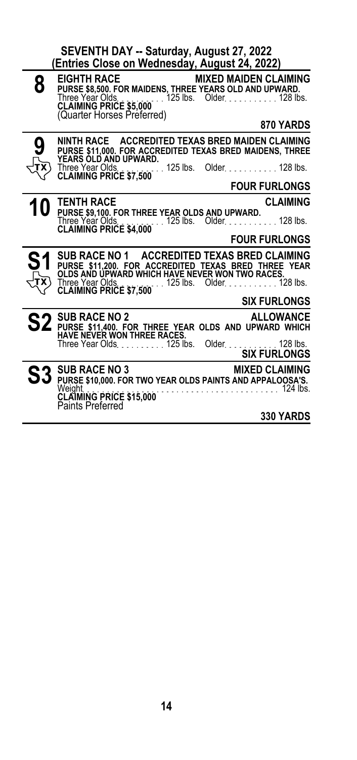## SEVENTH DAY -- Saturday, August 27, 2022
### (Entries Close on Wednesday, August 24, 2022)

**8** **EIGHTH RACE** — **MIXED MAIDEN CLAIMING**

**PURSE $8,500. FOR MAIDENS, THREE YEARS OLD AND UPWARD.**
Three Year Olds . . . . . . . . . . 125 lbs. Older . . . . . . . . . . 128 lbs.
**CLAIMING PRICE $5,000**
(Quarter Horses Preferred)

**870 YARDS**

---

**9** (TX) **NINTH RACE** — **ACCREDITED TEXAS BRED MAIDEN CLAIMING**

**PURSE $11,000. FOR ACCREDITED TEXAS BRED MAIDENS, THREE YEARS OLD AND UPWARD.**
Three Year Olds . . . . . . . . . . 125 lbs. Older . . . . . . . . . . 128 lbs.
**CLAIMING PRICE $7,500**

**FOUR FURLONGS**

---

**10** **TENTH RACE** — **CLAIMING**

**PURSE $9,100. FOR THREE YEAR OLDS AND UPWARD.**
Three Year Olds . . . . . . . . . . 125 lbs. Older . . . . . . . . . . 128 lbs.
**CLAIMING PRICE $4,000**

**FOUR FURLONGS**

---

**S1** (TX) **SUB RACE NO 1** — **ACCREDITED TEXAS BRED CLAIMING**

**PURSE $11,200. FOR ACCREDITED TEXAS BRED THREE YEAR OLDS AND UPWARD WHICH HAVE NEVER WON TWO RACES.**
Three Year Olds . . . . . . . . . . 125 lbs. Older . . . . . . . . . . 128 lbs.
**CLAIMING PRICE $7,500**

**SIX FURLONGS**

---

**S2** **SUB RACE NO 2** — **ALLOWANCE**

**PURSE $11,400. FOR THREE YEAR OLDS AND UPWARD WHICH HAVE NEVER WON THREE RACES.**
Three Year Olds . . . . . . . . . . 125 lbs. Older . . . . . . . . . . 128 lbs.

**SIX FURLONGS**

---

**S3** **SUB RACE NO 3** — **MIXED CLAIMING**

**PURSE $10,000. FOR TWO YEAR OLDS PAINTS AND APPALOOSA'S.**
Weight . . . . . . . . . . . . . . . . . . . . . . . . . . . . . . 124 lbs.
**CLAIMING PRICE $15,000**
Paints Preferred

**330 YARDS**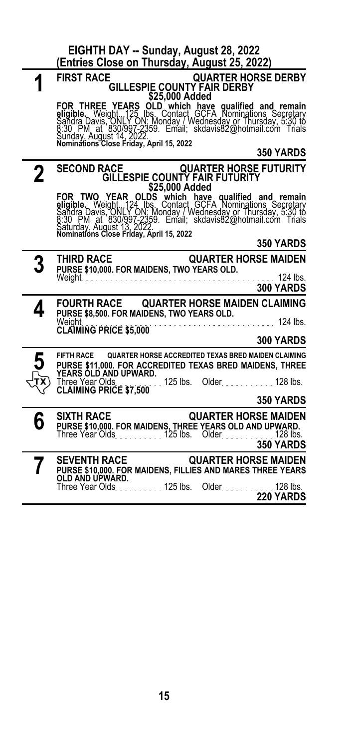## EIGHTH DAY -- Sunday, August 28, 2022
## (Entries Close on Thursday, August 25, 2022)

---

**1**

**FIRST RACE** **QUARTER HORSE DERBY**

**GILLESPIE COUNTY FAIR DERBY**

**$25,000 Added**

**FOR THREE YEARS OLD which have qualified and remain eligible.** Weight...125 lbs. Contact GCFA Nominations Secretary Sandra Davis, ONLY ON; Monday / Wednesday or Thursday, 5:30 to 8:30 PM at 830/997-2359. Email; skdavis82@hotmail.com Trials Sunday, August 14, 2022.
**Nominations Close Friday, April 15, 2022**

**350 YARDS**

---

**2**

**SECOND RACE** **QUARTER HORSE FUTURITY**

**GILLESPIE COUNTY FAIR FUTURITY**

**$25,000 Added**

**FOR TWO YEAR OLDS which have qualified and remain eligible.** Weight...124 lbs. Contact GCFA Nominations Secretary Sandra Davis, ONLY ON; Monday / Wednesday or Thursday, 5:30 to 8:30 PM at 830/997-2359. Email; skdavis82@hotmail.com Trials Saturday, August 13, 2022.
**Nominations Close Friday, April 15, 2022**

**350 YARDS**

---

**3**

**THIRD RACE** **QUARTER HORSE MAIDEN**

**PURSE $10,000. FOR MAIDENS, TWO YEARS OLD.**

Weight . . . . . . . . . . 124 lbs.

**300 YARDS**

---

**4**

**FOURTH RACE** **QUARTER HORSE MAIDEN CLAIMING**

**PURSE $8,500. FOR MAIDENS, TWO YEARS OLD.**

Weight . . . . . . . . . . 124 lbs.

**CLAIMING PRICE $5,000**

**300 YARDS**

---

**5** (TX)

**FIFTH RACE** **QUARTER HORSE ACCREDITED TEXAS BRED MAIDEN CLAIMING**

**PURSE $11,000. FOR ACCREDITED TEXAS BRED MAIDENS, THREE YEARS OLD AND UPWARD.**

Three Year Olds . . . . . . . . . . 125 lbs. Older . . . . . . . . . . 128 lbs.

**CLAIMING PRICE $7,500**

**350 YARDS**

---

**6**

**SIXTH RACE** **QUARTER HORSE MAIDEN**

**PURSE $10,000. FOR MAIDENS, THREE YEARS OLD AND UPWARD.**

Three Year Olds . . . . . . . . . . 125 lbs. Older . . . . . . . . . . 128 lbs.

**350 YARDS**

---

**7**

**SEVENTH RACE** **QUARTER HORSE MAIDEN**

**PURSE $10,000. FOR MAIDENS, FILLIES AND MARES THREE YEARS OLD AND UPWARD.**

Three Year Olds . . . . . . . . . . 125 lbs. Older . . . . . . . . . . 128 lbs.

**220 YARDS**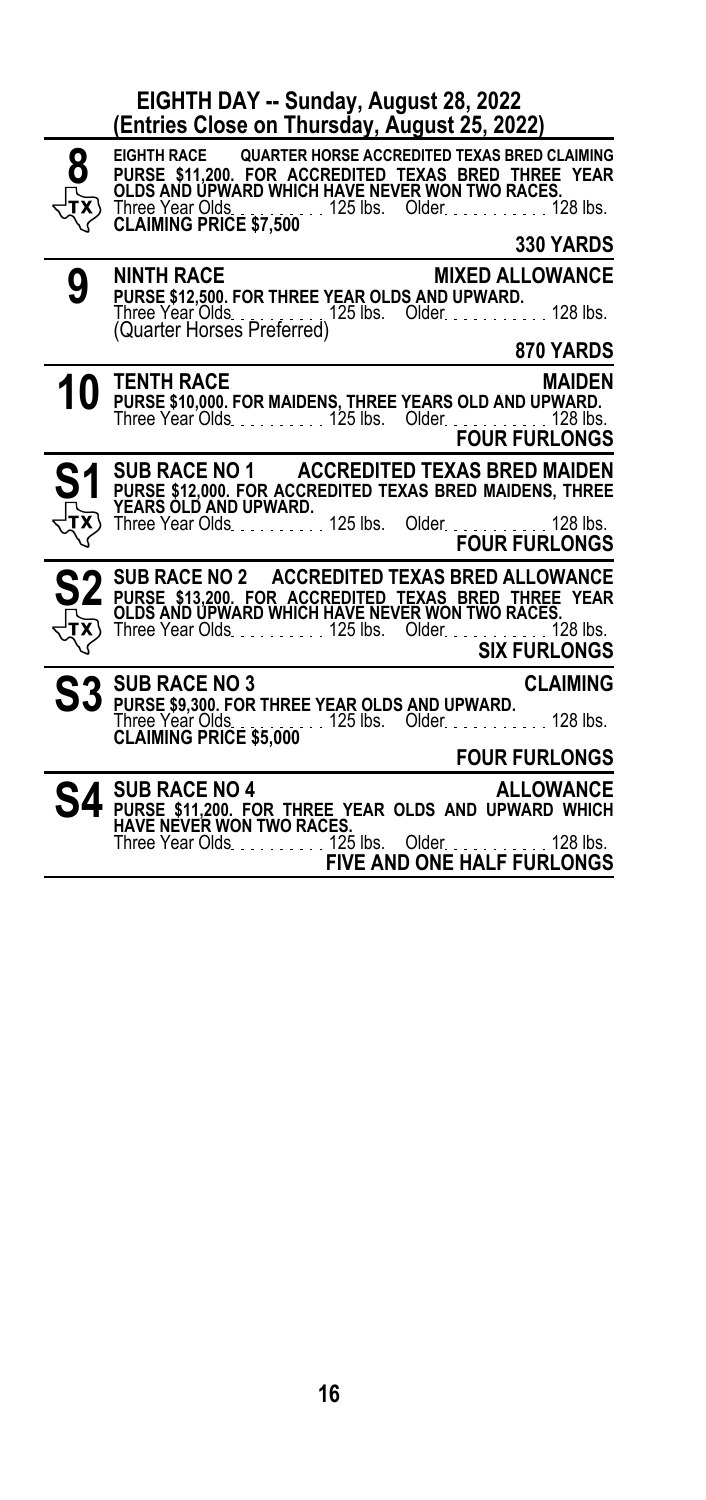## EIGHTH DAY -- Sunday, August 28, 2022
### (Entries Close on Thursday, August 25, 2022)

**8** (TX)
**EIGHTH RACE — QUARTER HORSE ACCREDITED TEXAS BRED CLAIMING**
**PURSE $11,200. FOR ACCREDITED TEXAS BRED THREE YEAR OLDS AND UPWARD WHICH HAVE NEVER WON TWO RACES.**
Three Year Olds . . . . . . . . . . 125 lbs. Older . . . . . . . . . . . 128 lbs.
**CLAIMING PRICE $7,500**
**330 YARDS**

---

**9**
**NINTH RACE — MIXED ALLOWANCE**
**PURSE $12,500. FOR THREE YEAR OLDS AND UPWARD.**
Three Year Olds . . . . . . . . . . 125 lbs. Older . . . . . . . . . . . 128 lbs.
(Quarter Horses Preferred)
**870 YARDS**

---

**10**
**TENTH RACE — MAIDEN**
**PURSE $10,000. FOR MAIDENS, THREE YEARS OLD AND UPWARD.**
Three Year Olds . . . . . . . . . . 125 lbs. Older . . . . . . . . . . . 128 lbs.
**FOUR FURLONGS**

---

**S1** (TX)
**SUB RACE NO 1 — ACCREDITED TEXAS BRED MAIDEN**
**PURSE $12,000. FOR ACCREDITED TEXAS BRED MAIDENS, THREE YEARS OLD AND UPWARD.**
Three Year Olds . . . . . . . . . . 125 lbs. Older . . . . . . . . . . . 128 lbs.
**FOUR FURLONGS**

---

**S2** (TX)
**SUB RACE NO 2 — ACCREDITED TEXAS BRED ALLOWANCE**
**PURSE $13,200. FOR ACCREDITED TEXAS BRED THREE YEAR OLDS AND UPWARD WHICH HAVE NEVER WON TWO RACES.**
Three Year Olds . . . . . . . . . . 125 lbs. Older . . . . . . . . . . . 128 lbs.
**SIX FURLONGS**

---

**S3**
**SUB RACE NO 3 — CLAIMING**
**PURSE $9,300. FOR THREE YEAR OLDS AND UPWARD.**
Three Year Olds . . . . . . . . . . 125 lbs. Older . . . . . . . . . . . 128 lbs.
**CLAIMING PRICE $5,000**
**FOUR FURLONGS**

---

**S4**
**SUB RACE NO 4 — ALLOWANCE**
**PURSE $11,200. FOR THREE YEAR OLDS AND UPWARD WHICH HAVE NEVER WON TWO RACES.**
Three Year Olds . . . . . . . . . . 125 lbs. Older . . . . . . . . . . . 128 lbs.
**FIVE AND ONE HALF FURLONGS**